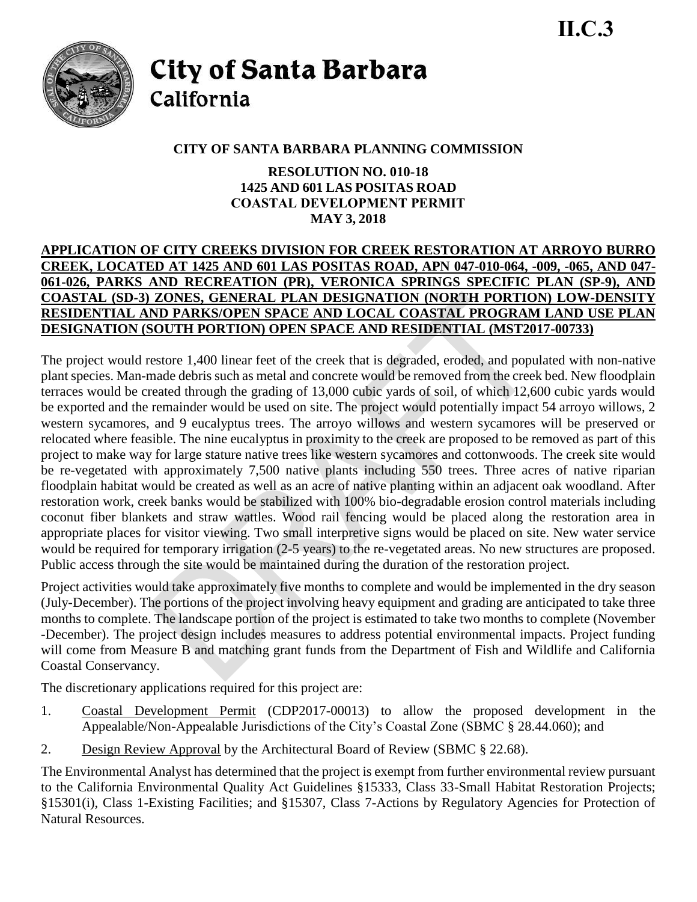II.C.3

# City of Santa Barbara
## California

**CITY OF SANTA BARBARA PLANNING COMMISSION**

**RESOLUTION NO. 010-18**
**1425 AND 601 LAS POSITAS ROAD**
**COASTAL DEVELOPMENT PERMIT**
**MAY 3, 2018**

**APPLICATION OF CITY CREEKS DIVISION FOR CREEK RESTORATION AT ARROYO BURRO CREEK, LOCATED AT 1425 AND 601 LAS POSITAS ROAD, APN 047-010-064, -009, -065, AND 047-061-026, PARKS AND RECREATION (PR), VERONICA SPRINGS SPECIFIC PLAN (SP-9), AND COASTAL (SD-3) ZONES, GENERAL PLAN DESIGNATION (NORTH PORTION) LOW-DENSITY RESIDENTIAL AND PARKS/OPEN SPACE AND LOCAL COASTAL PROGRAM LAND USE PLAN DESIGNATION (SOUTH PORTION) OPEN SPACE AND RESIDENTIAL (MST2017-00733)**

The project would restore 1,400 linear feet of the creek that is degraded, eroded, and populated with non-native plant species. Man-made debris such as metal and concrete would be removed from the creek bed. New floodplain terraces would be created through the grading of 13,000 cubic yards of soil, of which 12,600 cubic yards would be exported and the remainder would be used on site. The project would potentially impact 54 arroyo willows, 2 western sycamores, and 9 eucalyptus trees. The arroyo willows and western sycamores will be preserved or relocated where feasible. The nine eucalyptus in proximity to the creek are proposed to be removed as part of this project to make way for large stature native trees like western sycamores and cottonwoods. The creek site would be re-vegetated with approximately 7,500 native plants including 550 trees. Three acres of native riparian floodplain habitat would be created as well as an acre of native planting within an adjacent oak woodland. After restoration work, creek banks would be stabilized with 100% bio-degradable erosion control materials including coconut fiber blankets and straw wattles. Wood rail fencing would be placed along the restoration area in appropriate places for visitor viewing. Two small interpretive signs would be placed on site. New water service would be required for temporary irrigation (2-5 years) to the re-vegetated areas. No new structures are proposed. Public access through the site would be maintained during the duration of the restoration project.

Project activities would take approximately five months to complete and would be implemented in the dry season (July-December). The portions of the project involving heavy equipment and grading are anticipated to take three months to complete. The landscape portion of the project is estimated to take two months to complete (November -December). The project design includes measures to address potential environmental impacts. Project funding will come from Measure B and matching grant funds from the Department of Fish and Wildlife and California Coastal Conservancy.

The discretionary applications required for this project are:

1. Coastal Development Permit (CDP2017-00013) to allow the proposed development in the Appealable/Non-Appealable Jurisdictions of the City's Coastal Zone (SBMC § 28.44.060); and
2. Design Review Approval by the Architectural Board of Review (SBMC § 22.68).

The Environmental Analyst has determined that the project is exempt from further environmental review pursuant to the California Environmental Quality Act Guidelines §15333, Class 33-Small Habitat Restoration Projects; §15301(i), Class 1-Existing Facilities; and §15307, Class 7-Actions by Regulatory Agencies for Protection of Natural Resources.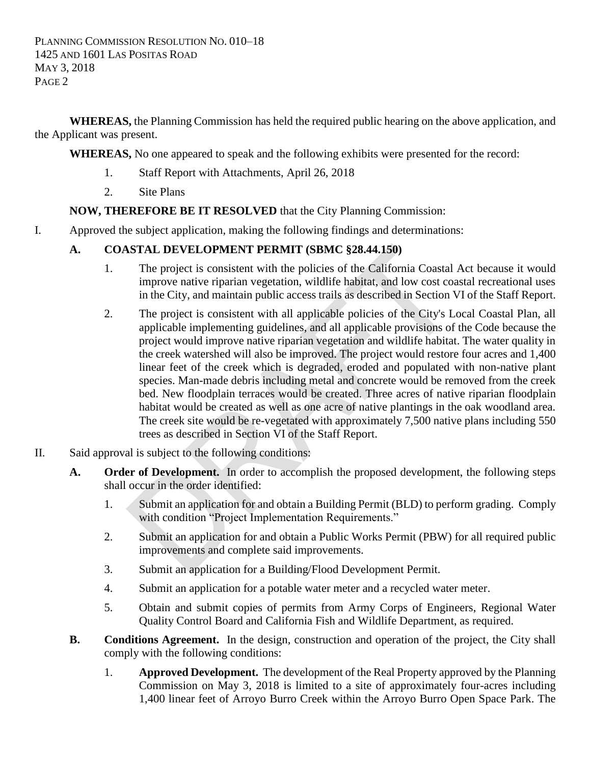**WHEREAS,** the Planning Commission has held the required public hearing on the above application, and the Applicant was present.

**WHEREAS,** No one appeared to speak and the following exhibits were presented for the record:

1. Staff Report with Attachments, April 26, 2018
2. Site Plans

**NOW, THEREFORE BE IT RESOLVED** that the City Planning Commission:

I. Approved the subject application, making the following findings and determinations:

   **A. COASTAL DEVELOPMENT PERMIT (SBMC §28.44.150)**

   1. The project is consistent with the policies of the California Coastal Act because it would improve native riparian vegetation, wildlife habitat, and low cost coastal recreational uses in the City, and maintain public access trails as described in Section VI of the Staff Report.

   2. The project is consistent with all applicable policies of the City's Local Coastal Plan, all applicable implementing guidelines, and all applicable provisions of the Code because the project would improve native riparian vegetation and wildlife habitat. The water quality in the creek watershed will also be improved. The project would restore four acres and 1,400 linear feet of the creek which is degraded, eroded and populated with non-native plant species. Man-made debris including metal and concrete would be removed from the creek bed. New floodplain terraces would be created. Three acres of native riparian floodplain habitat would be created as well as one acre of native plantings in the oak woodland area. The creek site would be re-vegetated with approximately 7,500 native plans including 550 trees as described in Section VI of the Staff Report.

II. Said approval is subject to the following conditions:

   **A. Order of Development.** In order to accomplish the proposed development, the following steps shall occur in the order identified:

   1. Submit an application for and obtain a Building Permit (BLD) to perform grading. Comply with condition "Project Implementation Requirements."
   2. Submit an application for and obtain a Public Works Permit (PBW) for all required public improvements and complete said improvements.
   3. Submit an application for a Building/Flood Development Permit.
   4. Submit an application for a potable water meter and a recycled water meter.
   5. Obtain and submit copies of permits from Army Corps of Engineers, Regional Water Quality Control Board and California Fish and Wildlife Department, as required.

   **B. Conditions Agreement.** In the design, construction and operation of the project, the City shall comply with the following conditions:

   1. **Approved Development.** The development of the Real Property approved by the Planning Commission on May 3, 2018 is limited to a site of approximately four-acres including 1,400 linear feet of Arroyo Burro Creek within the Arroyo Burro Open Space Park. The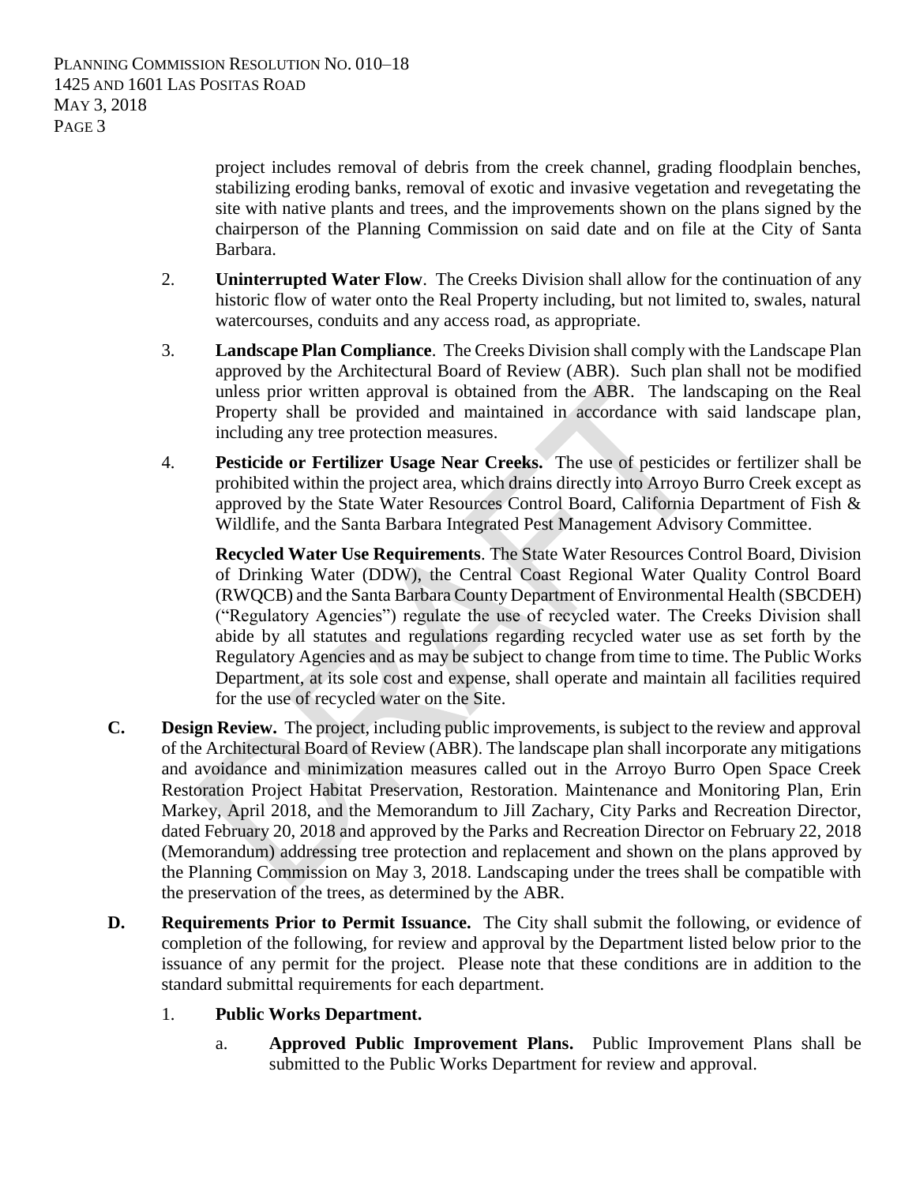project includes removal of debris from the creek channel, grading floodplain benches, stabilizing eroding banks, removal of exotic and invasive vegetation and revegetating the site with native plants and trees, and the improvements shown on the plans signed by the chairperson of the Planning Commission on said date and on file at the City of Santa Barbara.

2. **Uninterrupted Water Flow**. The Creeks Division shall allow for the continuation of any historic flow of water onto the Real Property including, but not limited to, swales, natural watercourses, conduits and any access road, as appropriate.

3. **Landscape Plan Compliance**. The Creeks Division shall comply with the Landscape Plan approved by the Architectural Board of Review (ABR). Such plan shall not be modified unless prior written approval is obtained from the ABR. The landscaping on the Real Property shall be provided and maintained in accordance with said landscape plan, including any tree protection measures.

4. **Pesticide or Fertilizer Usage Near Creeks.** The use of pesticides or fertilizer shall be prohibited within the project area, which drains directly into Arroyo Burro Creek except as approved by the State Water Resources Control Board, California Department of Fish & Wildlife, and the Santa Barbara Integrated Pest Management Advisory Committee.

   **Recycled Water Use Requirements**. The State Water Resources Control Board, Division of Drinking Water (DDW), the Central Coast Regional Water Quality Control Board (RWQCB) and the Santa Barbara County Department of Environmental Health (SBCDEH) ("Regulatory Agencies") regulate the use of recycled water. The Creeks Division shall abide by all statutes and regulations regarding recycled water use as set forth by the Regulatory Agencies and as may be subject to change from time to time. The Public Works Department, at its sole cost and expense, shall operate and maintain all facilities required for the use of recycled water on the Site.

**C. Design Review.** The project, including public improvements, is subject to the review and approval of the Architectural Board of Review (ABR). The landscape plan shall incorporate any mitigations and avoidance and minimization measures called out in the Arroyo Burro Open Space Creek Restoration Project Habitat Preservation, Restoration. Maintenance and Monitoring Plan, Erin Markey, April 2018, and the Memorandum to Jill Zachary, City Parks and Recreation Director, dated February 20, 2018 and approved by the Parks and Recreation Director on February 22, 2018 (Memorandum) addressing tree protection and replacement and shown on the plans approved by the Planning Commission on May 3, 2018. Landscaping under the trees shall be compatible with the preservation of the trees, as determined by the ABR.

**D. Requirements Prior to Permit Issuance.** The City shall submit the following, or evidence of completion of the following, for review and approval by the Department listed below prior to the issuance of any permit for the project. Please note that these conditions are in addition to the standard submittal requirements for each department.

1. **Public Works Department.**

   a. **Approved Public Improvement Plans.** Public Improvement Plans shall be submitted to the Public Works Department for review and approval.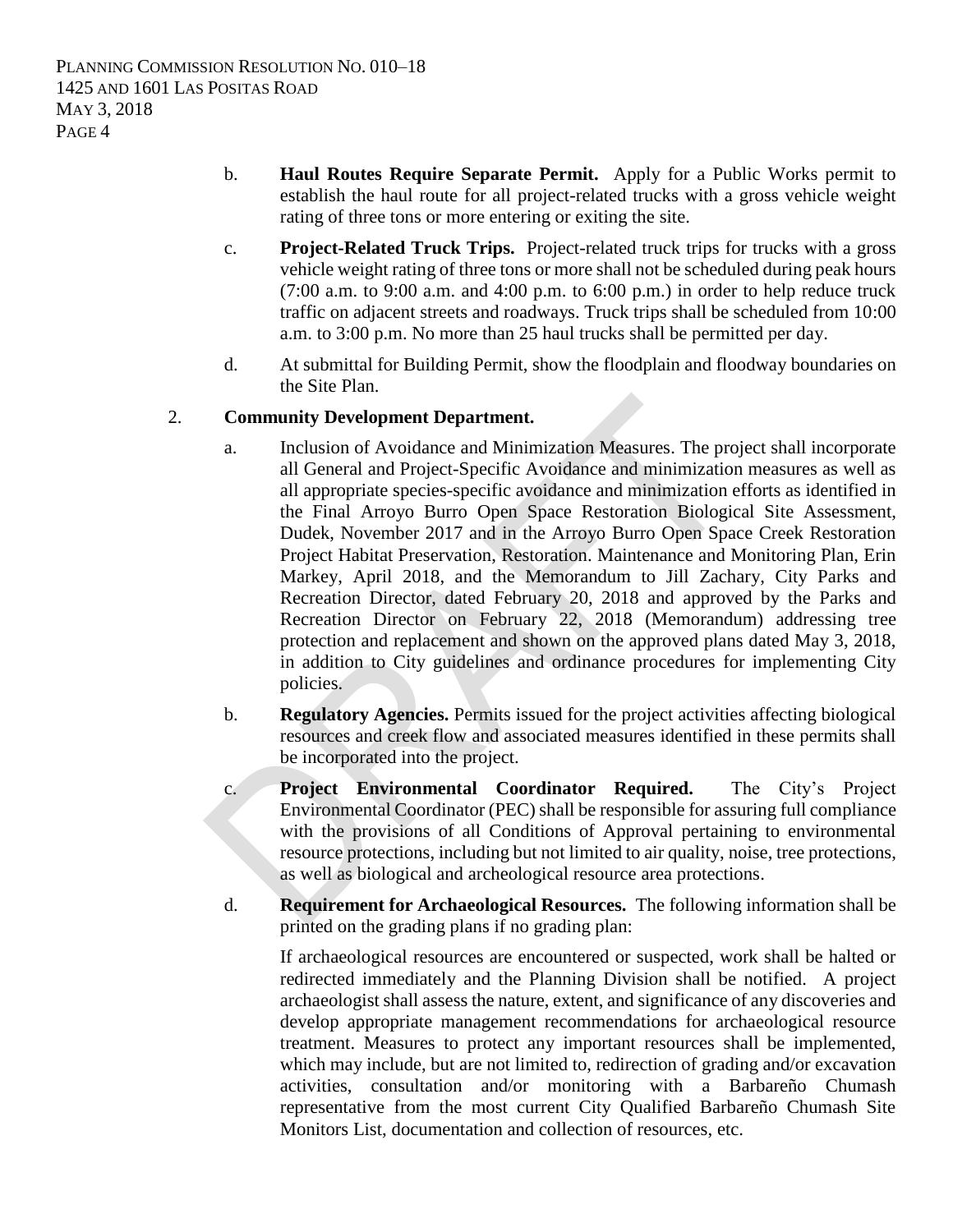b. **Haul Routes Require Separate Permit.** Apply for a Public Works permit to establish the haul route for all project-related trucks with a gross vehicle weight rating of three tons or more entering or exiting the site.

c. **Project-Related Truck Trips.** Project-related truck trips for trucks with a gross vehicle weight rating of three tons or more shall not be scheduled during peak hours (7:00 a.m. to 9:00 a.m. and 4:00 p.m. to 6:00 p.m.) in order to help reduce truck traffic on adjacent streets and roadways. Truck trips shall be scheduled from 10:00 a.m. to 3:00 p.m. No more than 25 haul trucks shall be permitted per day.

d. At submittal for Building Permit, show the floodplain and floodway boundaries on the Site Plan.

2. **Community Development Department.**

a. Inclusion of Avoidance and Minimization Measures. The project shall incorporate all General and Project-Specific Avoidance and minimization measures as well as all appropriate species-specific avoidance and minimization efforts as identified in the Final Arroyo Burro Open Space Restoration Biological Site Assessment, Dudek, November 2017 and in the Arroyo Burro Open Space Creek Restoration Project Habitat Preservation, Restoration. Maintenance and Monitoring Plan, Erin Markey, April 2018, and the Memorandum to Jill Zachary, City Parks and Recreation Director, dated February 20, 2018 and approved by the Parks and Recreation Director on February 22, 2018 (Memorandum) addressing tree protection and replacement and shown on the approved plans dated May 3, 2018, in addition to City guidelines and ordinance procedures for implementing City policies.

b. **Regulatory Agencies.** Permits issued for the project activities affecting biological resources and creek flow and associated measures identified in these permits shall be incorporated into the project.

c. **Project Environmental Coordinator Required.** The City's Project Environmental Coordinator (PEC) shall be responsible for assuring full compliance with the provisions of all Conditions of Approval pertaining to environmental resource protections, including but not limited to air quality, noise, tree protections, as well as biological and archeological resource area protections.

d. **Requirement for Archaeological Resources.** The following information shall be printed on the grading plans if no grading plan:

If archaeological resources are encountered or suspected, work shall be halted or redirected immediately and the Planning Division shall be notified. A project archaeologist shall assess the nature, extent, and significance of any discoveries and develop appropriate management recommendations for archaeological resource treatment. Measures to protect any important resources shall be implemented, which may include, but are not limited to, redirection of grading and/or excavation activities, consultation and/or monitoring with a Barbareño Chumash representative from the most current City Qualified Barbareño Chumash Site Monitors List, documentation and collection of resources, etc.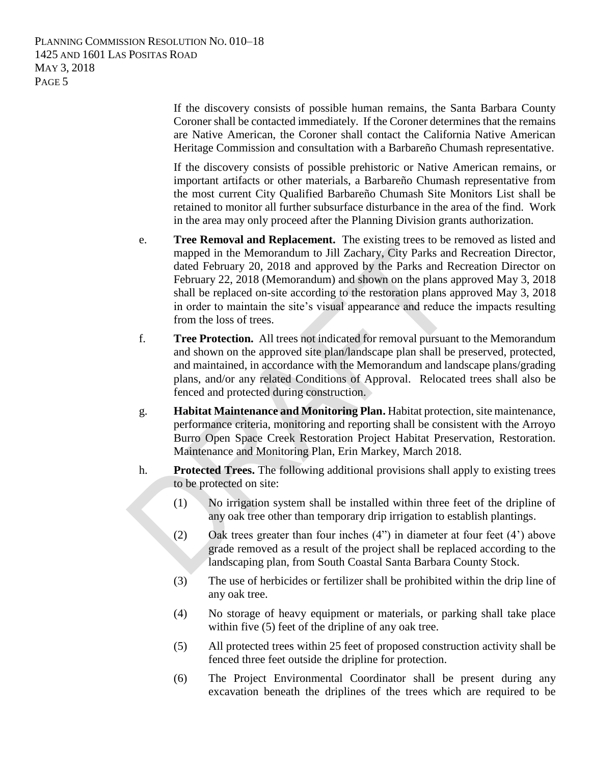If the discovery consists of possible human remains, the Santa Barbara County Coroner shall be contacted immediately. If the Coroner determines that the remains are Native American, the Coroner shall contact the California Native American Heritage Commission and consultation with a Barbareño Chumash representative.

If the discovery consists of possible prehistoric or Native American remains, or important artifacts or other materials, a Barbareño Chumash representative from the most current City Qualified Barbareño Chumash Site Monitors List shall be retained to monitor all further subsurface disturbance in the area of the find. Work in the area may only proceed after the Planning Division grants authorization.

e. **Tree Removal and Replacement.** The existing trees to be removed as listed and mapped in the Memorandum to Jill Zachary, City Parks and Recreation Director, dated February 20, 2018 and approved by the Parks and Recreation Director on February 22, 2018 (Memorandum) and shown on the plans approved May 3, 2018 shall be replaced on-site according to the restoration plans approved May 3, 2018 in order to maintain the site's visual appearance and reduce the impacts resulting from the loss of trees.

f. **Tree Protection.** All trees not indicated for removal pursuant to the Memorandum and shown on the approved site plan/landscape plan shall be preserved, protected, and maintained, in accordance with the Memorandum and landscape plans/grading plans, and/or any related Conditions of Approval. Relocated trees shall also be fenced and protected during construction.

g. **Habitat Maintenance and Monitoring Plan.** Habitat protection, site maintenance, performance criteria, monitoring and reporting shall be consistent with the Arroyo Burro Open Space Creek Restoration Project Habitat Preservation, Restoration. Maintenance and Monitoring Plan, Erin Markey, March 2018.

h. **Protected Trees.** The following additional provisions shall apply to existing trees to be protected on site:

(1) No irrigation system shall be installed within three feet of the dripline of any oak tree other than temporary drip irrigation to establish plantings.

(2) Oak trees greater than four inches (4") in diameter at four feet (4') above grade removed as a result of the project shall be replaced according to the landscaping plan, from South Coastal Santa Barbara County Stock.

(3) The use of herbicides or fertilizer shall be prohibited within the drip line of any oak tree.

(4) No storage of heavy equipment or materials, or parking shall take place within five (5) feet of the dripline of any oak tree.

(5) All protected trees within 25 feet of proposed construction activity shall be fenced three feet outside the dripline for protection.

(6) The Project Environmental Coordinator shall be present during any excavation beneath the driplines of the trees which are required to be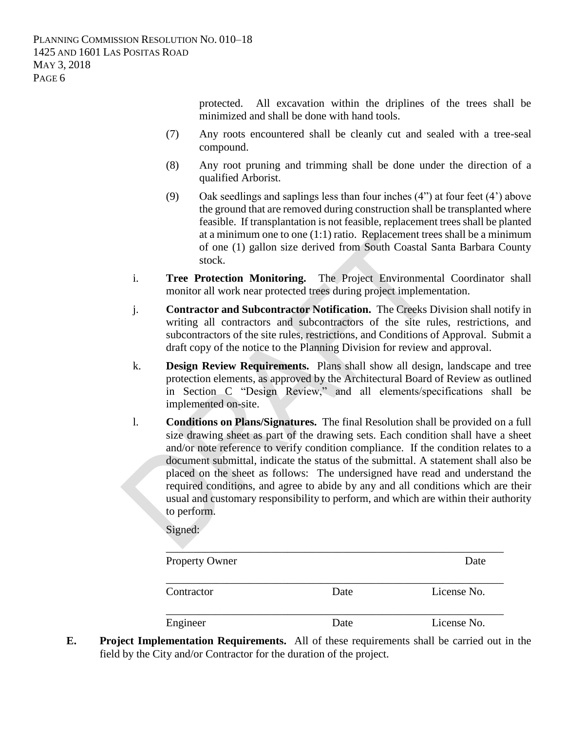protected. All excavation within the driplines of the trees shall be minimized and shall be done with hand tools.

(7) Any roots encountered shall be cleanly cut and sealed with a tree-seal compound.

(8) Any root pruning and trimming shall be done under the direction of a qualified Arborist.

(9) Oak seedlings and saplings less than four inches (4") at four feet (4') above the ground that are removed during construction shall be transplanted where feasible. If transplantation is not feasible, replacement trees shall be planted at a minimum one to one (1:1) ratio. Replacement trees shall be a minimum of one (1) gallon size derived from South Coastal Santa Barbara County stock.

i. **Tree Protection Monitoring.** The Project Environmental Coordinator shall monitor all work near protected trees during project implementation.

j. **Contractor and Subcontractor Notification.** The Creeks Division shall notify in writing all contractors and subcontractors of the site rules, restrictions, and subcontractors of the site rules, restrictions, and Conditions of Approval. Submit a draft copy of the notice to the Planning Division for review and approval.

k. **Design Review Requirements.** Plans shall show all design, landscape and tree protection elements, as approved by the Architectural Board of Review as outlined in Section C "Design Review," and all elements/specifications shall be implemented on-site.

l. **Conditions on Plans/Signatures.** The final Resolution shall be provided on a full size drawing sheet as part of the drawing sets. Each condition shall have a sheet and/or note reference to verify condition compliance. If the condition relates to a document submittal, indicate the status of the submittal. A statement shall also be placed on the sheet as follows: The undersigned have read and understand the required conditions, and agree to abide by any and all conditions which are their usual and customary responsibility to perform, and which are within their authority to perform.

Signed:

\_\_\_\_\_\_\_\_\_\_\_\_\_\_\_\_\_\_\_\_\_\_\_\_\_\_\_\_\_\_\_\_\_\_\_\_\_\_\_\_\_\_\_\_\_\_\_\_\_\_\_\_\_\_\_\_\_\_\_\_

Property Owner Date

\_\_\_\_\_\_\_\_\_\_\_\_\_\_\_\_\_\_\_\_\_\_\_\_\_\_\_\_\_\_\_\_\_\_\_\_\_\_\_\_\_\_\_\_\_\_\_\_\_\_\_\_\_\_\_\_\_\_\_\_

Contractor Date License No.

\_\_\_\_\_\_\_\_\_\_\_\_\_\_\_\_\_\_\_\_\_\_\_\_\_\_\_\_\_\_\_\_\_\_\_\_\_\_\_\_\_\_\_\_\_\_\_\_\_\_\_\_\_\_\_\_\_\_\_\_

Engineer Date License No.

**E. Project Implementation Requirements.** All of these requirements shall be carried out in the field by the City and/or Contractor for the duration of the project.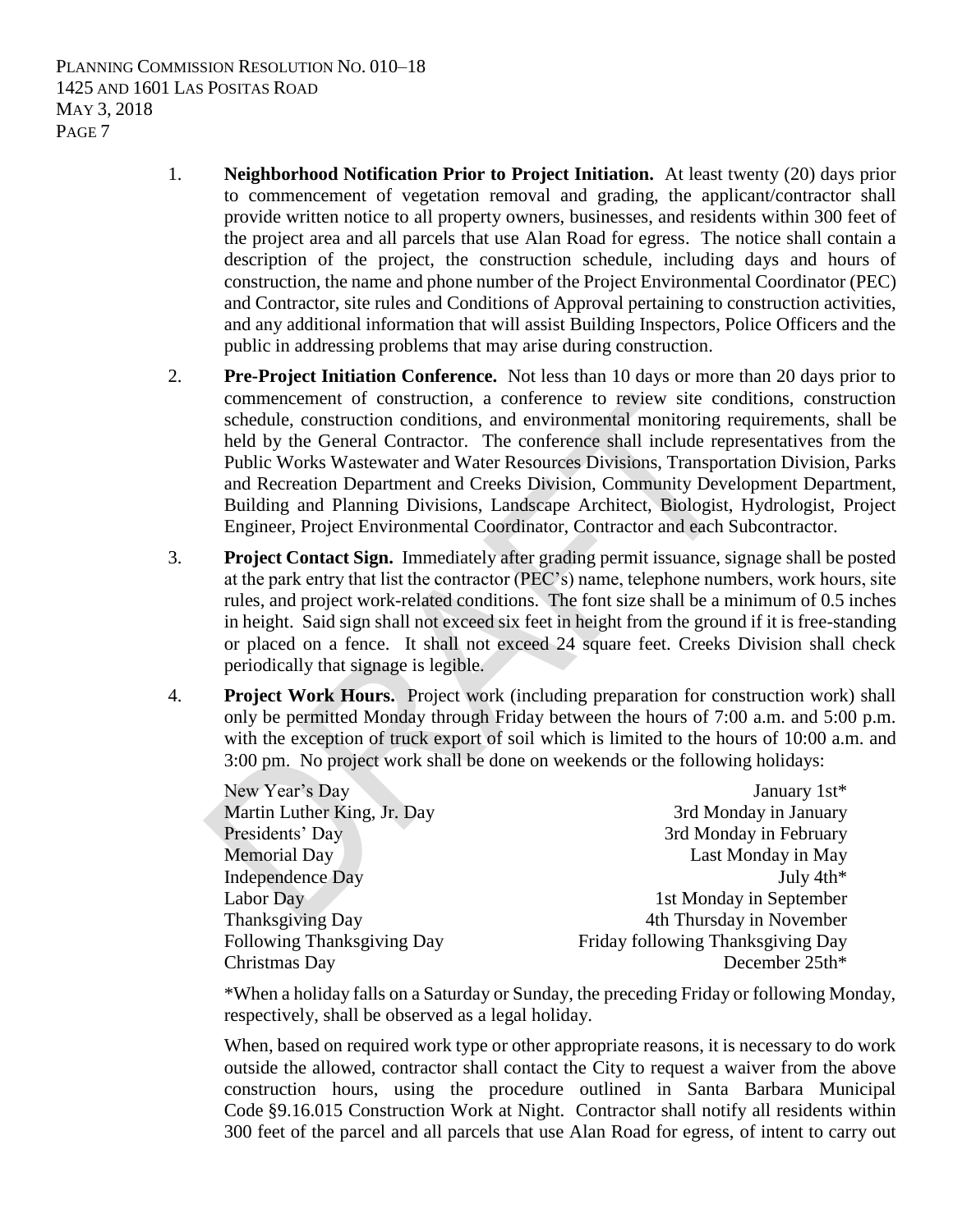1. **Neighborhood Notification Prior to Project Initiation.** At least twenty (20) days prior to commencement of vegetation removal and grading, the applicant/contractor shall provide written notice to all property owners, businesses, and residents within 300 feet of the project area and all parcels that use Alan Road for egress. The notice shall contain a description of the project, the construction schedule, including days and hours of construction, the name and phone number of the Project Environmental Coordinator (PEC) and Contractor, site rules and Conditions of Approval pertaining to construction activities, and any additional information that will assist Building Inspectors, Police Officers and the public in addressing problems that may arise during construction.

2. **Pre-Project Initiation Conference.** Not less than 10 days or more than 20 days prior to commencement of construction, a conference to review site conditions, construction schedule, construction conditions, and environmental monitoring requirements, shall be held by the General Contractor. The conference shall include representatives from the Public Works Wastewater and Water Resources Divisions, Transportation Division, Parks and Recreation Department and Creeks Division, Community Development Department, Building and Planning Divisions, Landscape Architect, Biologist, Hydrologist, Project Engineer, Project Environmental Coordinator, Contractor and each Subcontractor.

3. **Project Contact Sign.** Immediately after grading permit issuance, signage shall be posted at the park entry that list the contractor (PEC's) name, telephone numbers, work hours, site rules, and project work-related conditions. The font size shall be a minimum of 0.5 inches in height. Said sign shall not exceed six feet in height from the ground if it is free-standing or placed on a fence. It shall not exceed 24 square feet. Creeks Division shall check periodically that signage is legible.

4. **Project Work Hours.** Project work (including preparation for construction work) shall only be permitted Monday through Friday between the hours of 7:00 a.m. and 5:00 p.m. with the exception of truck export of soil which is limited to the hours of 10:00 a.m. and 3:00 pm. No project work shall be done on weekends or the following holidays:

| | |
|---|---|
| New Year's Day | January 1st* |
| Martin Luther King, Jr. Day | 3rd Monday in January |
| Presidents' Day | 3rd Monday in February |
| Memorial Day | Last Monday in May |
| Independence Day | July 4th* |
| Labor Day | 1st Monday in September |
| Thanksgiving Day | 4th Thursday in November |
| Following Thanksgiving Day | Friday following Thanksgiving Day |
| Christmas Day | December 25th* |

*When a holiday falls on a Saturday or Sunday, the preceding Friday or following Monday, respectively, shall be observed as a legal holiday.

When, based on required work type or other appropriate reasons, it is necessary to do work outside the allowed, contractor shall contact the City to request a waiver from the above construction hours, using the procedure outlined in Santa Barbara Municipal Code §9.16.015 Construction Work at Night. Contractor shall notify all residents within 300 feet of the parcel and all parcels that use Alan Road for egress, of intent to carry out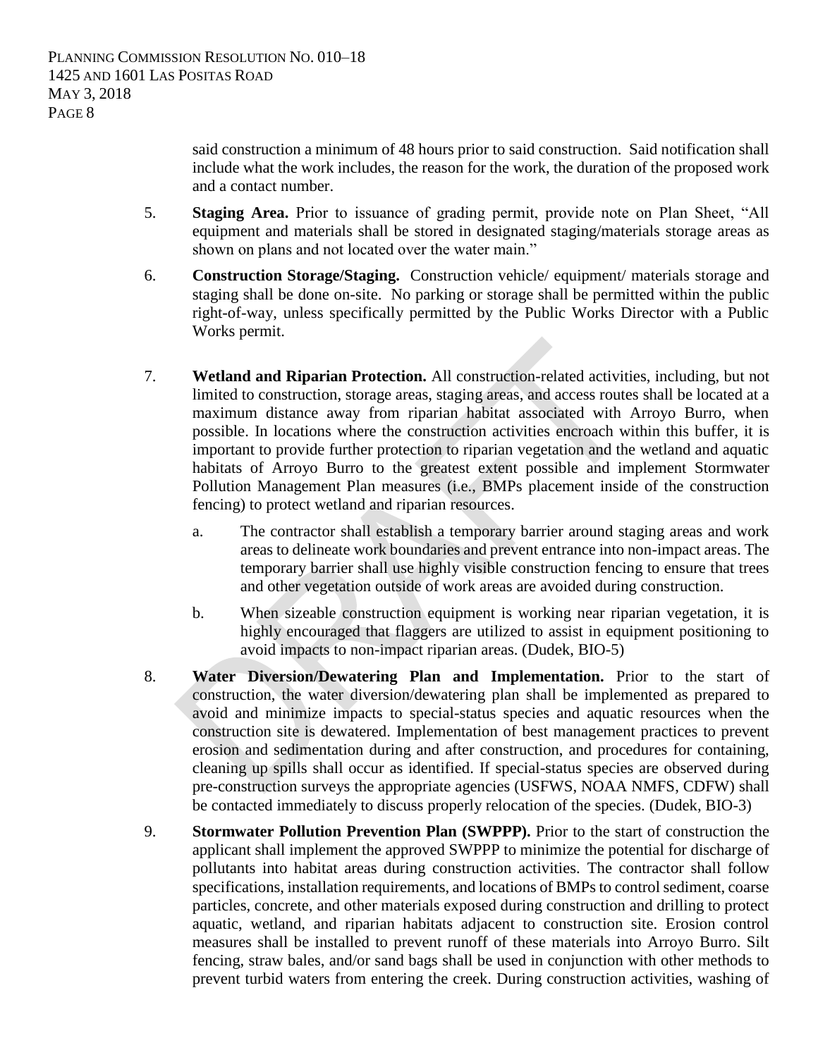said construction a minimum of 48 hours prior to said construction. Said notification shall include what the work includes, the reason for the work, the duration of the proposed work and a contact number.

5. **Staging Area.** Prior to issuance of grading permit, provide note on Plan Sheet, "All equipment and materials shall be stored in designated staging/materials storage areas as shown on plans and not located over the water main."

6. **Construction Storage/Staging.** Construction vehicle/ equipment/ materials storage and staging shall be done on-site. No parking or storage shall be permitted within the public right-of-way, unless specifically permitted by the Public Works Director with a Public Works permit.

7. **Wetland and Riparian Protection.** All construction-related activities, including, but not limited to construction, storage areas, staging areas, and access routes shall be located at a maximum distance away from riparian habitat associated with Arroyo Burro, when possible. In locations where the construction activities encroach within this buffer, it is important to provide further protection to riparian vegetation and the wetland and aquatic habitats of Arroyo Burro to the greatest extent possible and implement Stormwater Pollution Management Plan measures (i.e., BMPs placement inside of the construction fencing) to protect wetland and riparian resources.

   a. The contractor shall establish a temporary barrier around staging areas and work areas to delineate work boundaries and prevent entrance into non-impact areas. The temporary barrier shall use highly visible construction fencing to ensure that trees and other vegetation outside of work areas are avoided during construction.

   b. When sizeable construction equipment is working near riparian vegetation, it is highly encouraged that flaggers are utilized to assist in equipment positioning to avoid impacts to non-impact riparian areas. (Dudek, BIO-5)

8. **Water Diversion/Dewatering Plan and Implementation.** Prior to the start of construction, the water diversion/dewatering plan shall be implemented as prepared to avoid and minimize impacts to special-status species and aquatic resources when the construction site is dewatered. Implementation of best management practices to prevent erosion and sedimentation during and after construction, and procedures for containing, cleaning up spills shall occur as identified. If special-status species are observed during pre-construction surveys the appropriate agencies (USFWS, NOAA NMFS, CDFW) shall be contacted immediately to discuss properly relocation of the species. (Dudek, BIO-3)

9. **Stormwater Pollution Prevention Plan (SWPPP).** Prior to the start of construction the applicant shall implement the approved SWPPP to minimize the potential for discharge of pollutants into habitat areas during construction activities. The contractor shall follow specifications, installation requirements, and locations of BMPs to control sediment, coarse particles, concrete, and other materials exposed during construction and drilling to protect aquatic, wetland, and riparian habitats adjacent to construction site. Erosion control measures shall be installed to prevent runoff of these materials into Arroyo Burro. Silt fencing, straw bales, and/or sand bags shall be used in conjunction with other methods to prevent turbid waters from entering the creek. During construction activities, washing of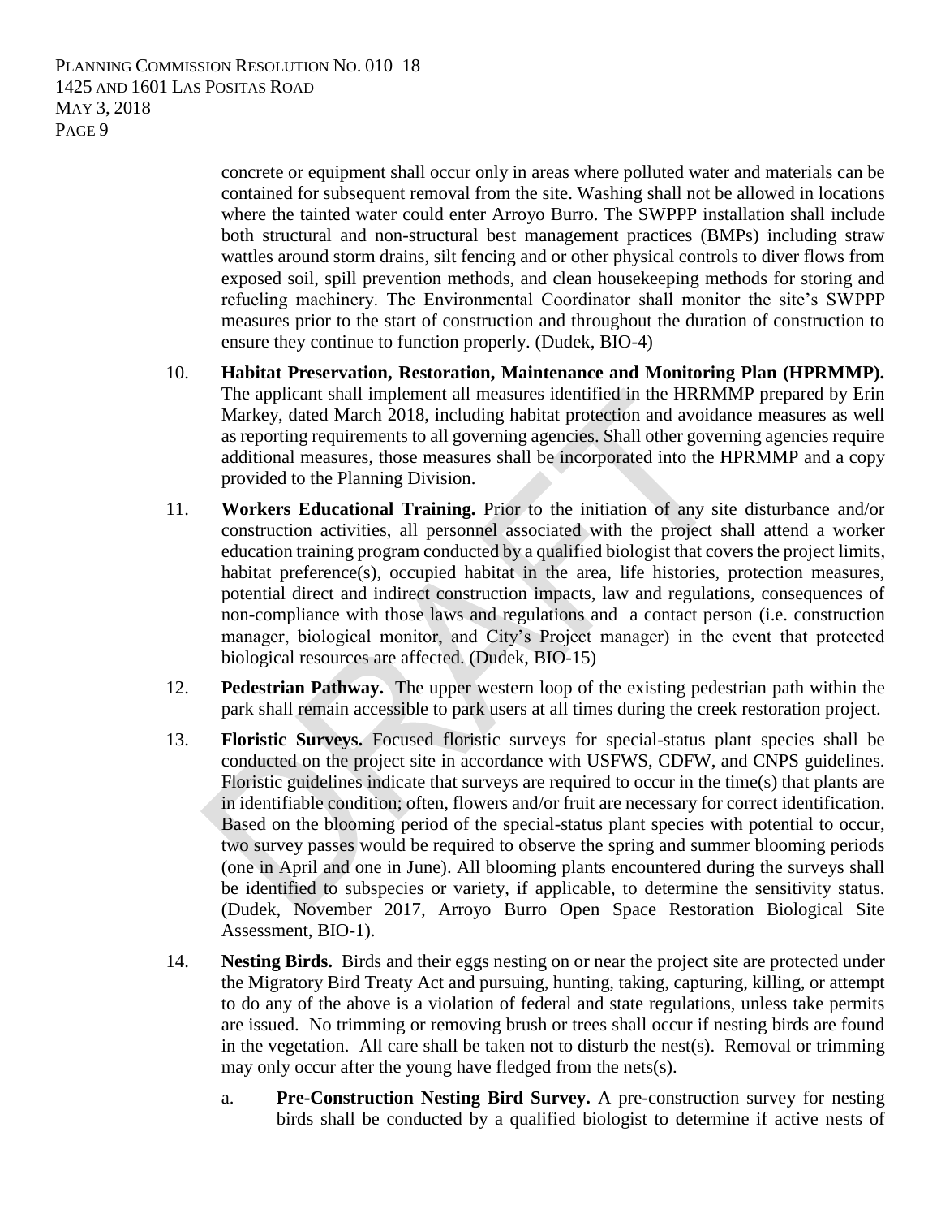concrete or equipment shall occur only in areas where polluted water and materials can be contained for subsequent removal from the site. Washing shall not be allowed in locations where the tainted water could enter Arroyo Burro. The SWPPP installation shall include both structural and non-structural best management practices (BMPs) including straw wattles around storm drains, silt fencing and or other physical controls to diver flows from exposed soil, spill prevention methods, and clean housekeeping methods for storing and refueling machinery. The Environmental Coordinator shall monitor the site's SWPPP measures prior to the start of construction and throughout the duration of construction to ensure they continue to function properly. (Dudek, BIO-4)

10. **Habitat Preservation, Restoration, Maintenance and Monitoring Plan (HPRMMP).** The applicant shall implement all measures identified in the HRRMMP prepared by Erin Markey, dated March 2018, including habitat protection and avoidance measures as well as reporting requirements to all governing agencies. Shall other governing agencies require additional measures, those measures shall be incorporated into the HPRMMP and a copy provided to the Planning Division.

11. **Workers Educational Training.** Prior to the initiation of any site disturbance and/or construction activities, all personnel associated with the project shall attend a worker education training program conducted by a qualified biologist that covers the project limits, habitat preference(s), occupied habitat in the area, life histories, protection measures, potential direct and indirect construction impacts, law and regulations, consequences of non-compliance with those laws and regulations and a contact person (i.e. construction manager, biological monitor, and City's Project manager) in the event that protected biological resources are affected. (Dudek, BIO-15)

12. **Pedestrian Pathway.** The upper western loop of the existing pedestrian path within the park shall remain accessible to park users at all times during the creek restoration project.

13. **Floristic Surveys.** Focused floristic surveys for special-status plant species shall be conducted on the project site in accordance with USFWS, CDFW, and CNPS guidelines. Floristic guidelines indicate that surveys are required to occur in the time(s) that plants are in identifiable condition; often, flowers and/or fruit are necessary for correct identification. Based on the blooming period of the special-status plant species with potential to occur, two survey passes would be required to observe the spring and summer blooming periods (one in April and one in June). All blooming plants encountered during the surveys shall be identified to subspecies or variety, if applicable, to determine the sensitivity status. (Dudek, November 2017, Arroyo Burro Open Space Restoration Biological Site Assessment, BIO-1).

14. **Nesting Birds.** Birds and their eggs nesting on or near the project site are protected under the Migratory Bird Treaty Act and pursuing, hunting, taking, capturing, killing, or attempt to do any of the above is a violation of federal and state regulations, unless take permits are issued. No trimming or removing brush or trees shall occur if nesting birds are found in the vegetation. All care shall be taken not to disturb the nest(s). Removal or trimming may only occur after the young have fledged from the nets(s).

    a. **Pre-Construction Nesting Bird Survey.** A pre-construction survey for nesting birds shall be conducted by a qualified biologist to determine if active nests of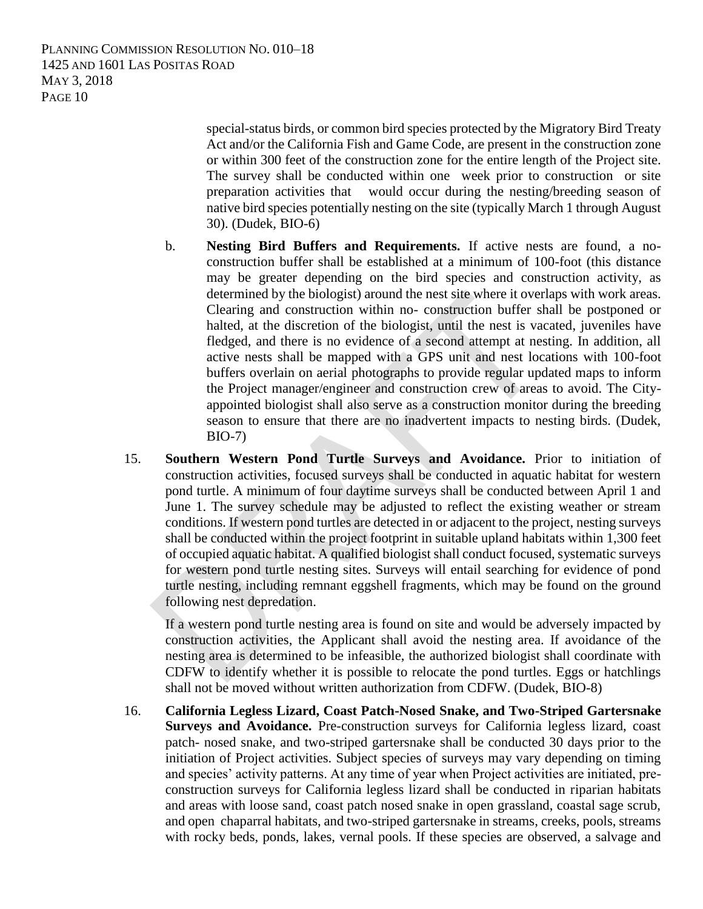special-status birds, or common bird species protected by the Migratory Bird Treaty Act and/or the California Fish and Game Code, are present in the construction zone or within 300 feet of the construction zone for the entire length of the Project site. The survey shall be conducted within one week prior to construction or site preparation activities that would occur during the nesting/breeding season of native bird species potentially nesting on the site (typically March 1 through August 30). (Dudek, BIO-6)

b. **Nesting Bird Buffers and Requirements.** If active nests are found, a no-construction buffer shall be established at a minimum of 100-foot (this distance may be greater depending on the bird species and construction activity, as determined by the biologist) around the nest site where it overlaps with work areas. Clearing and construction within no- construction buffer shall be postponed or halted, at the discretion of the biologist, until the nest is vacated, juveniles have fledged, and there is no evidence of a second attempt at nesting. In addition, all active nests shall be mapped with a GPS unit and nest locations with 100-foot buffers overlain on aerial photographs to provide regular updated maps to inform the Project manager/engineer and construction crew of areas to avoid. The City-appointed biologist shall also serve as a construction monitor during the breeding season to ensure that there are no inadvertent impacts to nesting birds. (Dudek, BIO-7)

15. **Southern Western Pond Turtle Surveys and Avoidance.** Prior to initiation of construction activities, focused surveys shall be conducted in aquatic habitat for western pond turtle. A minimum of four daytime surveys shall be conducted between April 1 and June 1. The survey schedule may be adjusted to reflect the existing weather or stream conditions. If western pond turtles are detected in or adjacent to the project, nesting surveys shall be conducted within the project footprint in suitable upland habitats within 1,300 feet of occupied aquatic habitat. A qualified biologist shall conduct focused, systematic surveys for western pond turtle nesting sites. Surveys will entail searching for evidence of pond turtle nesting, including remnant eggshell fragments, which may be found on the ground following nest depredation.

    If a western pond turtle nesting area is found on site and would be adversely impacted by construction activities, the Applicant shall avoid the nesting area. If avoidance of the nesting area is determined to be infeasible, the authorized biologist shall coordinate with CDFW to identify whether it is possible to relocate the pond turtles. Eggs or hatchlings shall not be moved without written authorization from CDFW. (Dudek, BIO-8)

16. **California Legless Lizard, Coast Patch-Nosed Snake, and Two-Striped Gartersnake Surveys and Avoidance.** Pre-construction surveys for California legless lizard, coast patch- nosed snake, and two-striped gartersnake shall be conducted 30 days prior to the initiation of Project activities. Subject species of surveys may vary depending on timing and species' activity patterns. At any time of year when Project activities are initiated, pre-construction surveys for California legless lizard shall be conducted in riparian habitats and areas with loose sand, coast patch nosed snake in open grassland, coastal sage scrub, and open chaparral habitats, and two-striped gartersnake in streams, creeks, pools, streams with rocky beds, ponds, lakes, vernal pools. If these species are observed, a salvage and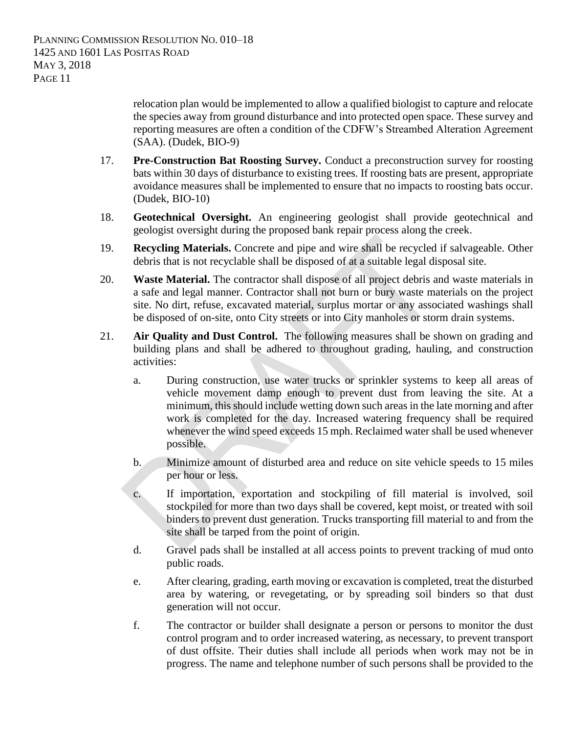relocation plan would be implemented to allow a qualified biologist to capture and relocate the species away from ground disturbance and into protected open space. These survey and reporting measures are often a condition of the CDFW's Streambed Alteration Agreement (SAA). (Dudek, BIO-9)

17. **Pre-Construction Bat Roosting Survey.** Conduct a preconstruction survey for roosting bats within 30 days of disturbance to existing trees. If roosting bats are present, appropriate avoidance measures shall be implemented to ensure that no impacts to roosting bats occur. (Dudek, BIO-10)

18. **Geotechnical Oversight.** An engineering geologist shall provide geotechnical and geologist oversight during the proposed bank repair process along the creek.

19. **Recycling Materials.** Concrete and pipe and wire shall be recycled if salvageable. Other debris that is not recyclable shall be disposed of at a suitable legal disposal site.

20. **Waste Material.** The contractor shall dispose of all project debris and waste materials in a safe and legal manner. Contractor shall not burn or bury waste materials on the project site. No dirt, refuse, excavated material, surplus mortar or any associated washings shall be disposed of on-site, onto City streets or into City manholes or storm drain systems.

21. **Air Quality and Dust Control.** The following measures shall be shown on grading and building plans and shall be adhered to throughout grading, hauling, and construction activities:

    a. During construction, use water trucks or sprinkler systems to keep all areas of vehicle movement damp enough to prevent dust from leaving the site. At a minimum, this should include wetting down such areas in the late morning and after work is completed for the day. Increased watering frequency shall be required whenever the wind speed exceeds 15 mph. Reclaimed water shall be used whenever possible.

    b. Minimize amount of disturbed area and reduce on site vehicle speeds to 15 miles per hour or less.

    c. If importation, exportation and stockpiling of fill material is involved, soil stockpiled for more than two days shall be covered, kept moist, or treated with soil binders to prevent dust generation. Trucks transporting fill material to and from the site shall be tarped from the point of origin.

    d. Gravel pads shall be installed at all access points to prevent tracking of mud onto public roads.

    e. After clearing, grading, earth moving or excavation is completed, treat the disturbed area by watering, or revegetating, or by spreading soil binders so that dust generation will not occur.

    f. The contractor or builder shall designate a person or persons to monitor the dust control program and to order increased watering, as necessary, to prevent transport of dust offsite. Their duties shall include all periods when work may not be in progress. The name and telephone number of such persons shall be provided to the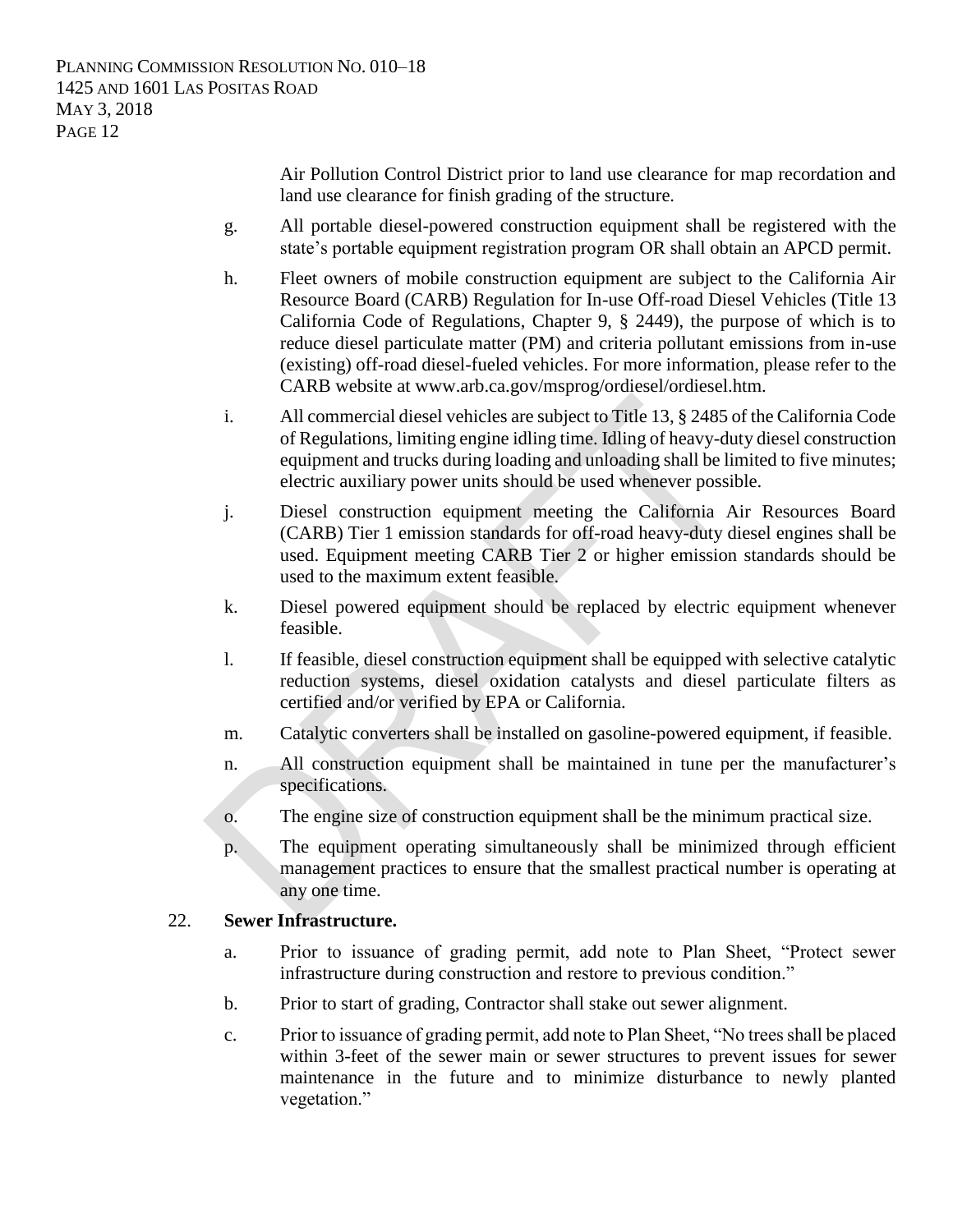Air Pollution Control District prior to land use clearance for map recordation and land use clearance for finish grading of the structure.

g. All portable diesel-powered construction equipment shall be registered with the state's portable equipment registration program OR shall obtain an APCD permit.

h. Fleet owners of mobile construction equipment are subject to the California Air Resource Board (CARB) Regulation for In-use Off-road Diesel Vehicles (Title 13 California Code of Regulations, Chapter 9, § 2449), the purpose of which is to reduce diesel particulate matter (PM) and criteria pollutant emissions from in-use (existing) off-road diesel-fueled vehicles. For more information, please refer to the CARB website at www.arb.ca.gov/msprog/ordiesel/ordiesel.htm.

i. All commercial diesel vehicles are subject to Title 13, § 2485 of the California Code of Regulations, limiting engine idling time. Idling of heavy-duty diesel construction equipment and trucks during loading and unloading shall be limited to five minutes; electric auxiliary power units should be used whenever possible.

j. Diesel construction equipment meeting the California Air Resources Board (CARB) Tier 1 emission standards for off-road heavy-duty diesel engines shall be used. Equipment meeting CARB Tier 2 or higher emission standards should be used to the maximum extent feasible.

k. Diesel powered equipment should be replaced by electric equipment whenever feasible.

l. If feasible, diesel construction equipment shall be equipped with selective catalytic reduction systems, diesel oxidation catalysts and diesel particulate filters as certified and/or verified by EPA or California.

m. Catalytic converters shall be installed on gasoline-powered equipment, if feasible.

n. All construction equipment shall be maintained in tune per the manufacturer's specifications.

o. The engine size of construction equipment shall be the minimum practical size.

p. The equipment operating simultaneously shall be minimized through efficient management practices to ensure that the smallest practical number is operating at any one time.

22. **Sewer Infrastructure.**

a. Prior to issuance of grading permit, add note to Plan Sheet, "Protect sewer infrastructure during construction and restore to previous condition."

b. Prior to start of grading, Contractor shall stake out sewer alignment.

c. Prior to issuance of grading permit, add note to Plan Sheet, "No trees shall be placed within 3-feet of the sewer main or sewer structures to prevent issues for sewer maintenance in the future and to minimize disturbance to newly planted vegetation."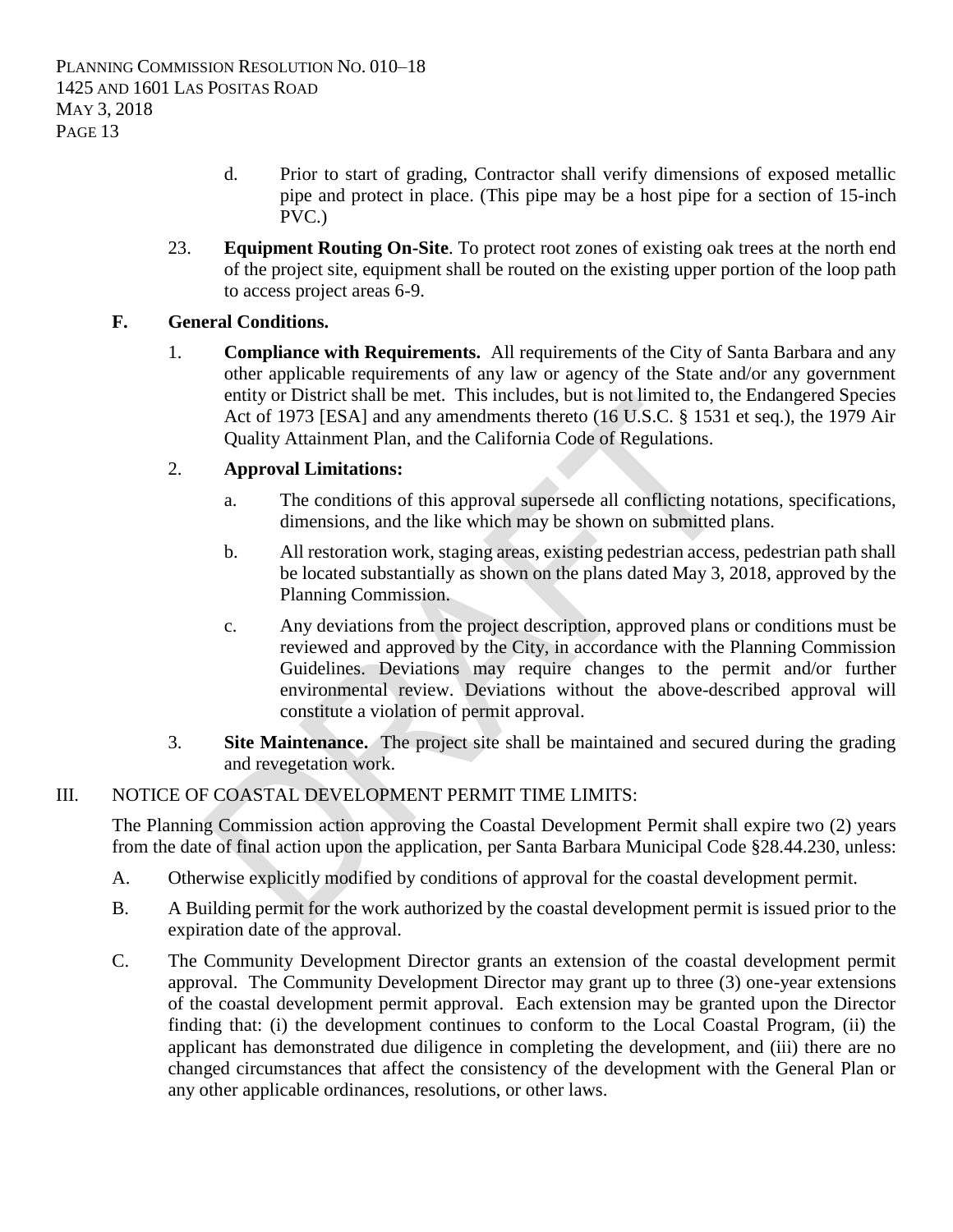d. Prior to start of grading, Contractor shall verify dimensions of exposed metallic pipe and protect in place. (This pipe may be a host pipe for a section of 15-inch PVC.)

23. **Equipment Routing On-Site**. To protect root zones of existing oak trees at the north end of the project site, equipment shall be routed on the existing upper portion of the loop path to access project areas 6-9.

**F. General Conditions.**

1. **Compliance with Requirements.** All requirements of the City of Santa Barbara and any other applicable requirements of any law or agency of the State and/or any government entity or District shall be met. This includes, but is not limited to, the Endangered Species Act of 1973 [ESA] and any amendments thereto (16 U.S.C. § 1531 et seq.), the 1979 Air Quality Attainment Plan, and the California Code of Regulations.

2. **Approval Limitations:**

   a. The conditions of this approval supersede all conflicting notations, specifications, dimensions, and the like which may be shown on submitted plans.

   b. All restoration work, staging areas, existing pedestrian access, pedestrian path shall be located substantially as shown on the plans dated May 3, 2018, approved by the Planning Commission.

   c. Any deviations from the project description, approved plans or conditions must be reviewed and approved by the City, in accordance with the Planning Commission Guidelines. Deviations may require changes to the permit and/or further environmental review. Deviations without the above-described approval will constitute a violation of permit approval.

3. **Site Maintenance.** The project site shall be maintained and secured during the grading and revegetation work.

III. NOTICE OF COASTAL DEVELOPMENT PERMIT TIME LIMITS:

The Planning Commission action approving the Coastal Development Permit shall expire two (2) years from the date of final action upon the application, per Santa Barbara Municipal Code §28.44.230, unless:

A. Otherwise explicitly modified by conditions of approval for the coastal development permit.

B. A Building permit for the work authorized by the coastal development permit is issued prior to the expiration date of the approval.

C. The Community Development Director grants an extension of the coastal development permit approval. The Community Development Director may grant up to three (3) one-year extensions of the coastal development permit approval. Each extension may be granted upon the Director finding that: (i) the development continues to conform to the Local Coastal Program, (ii) the applicant has demonstrated due diligence in completing the development, and (iii) there are no changed circumstances that affect the consistency of the development with the General Plan or any other applicable ordinances, resolutions, or other laws.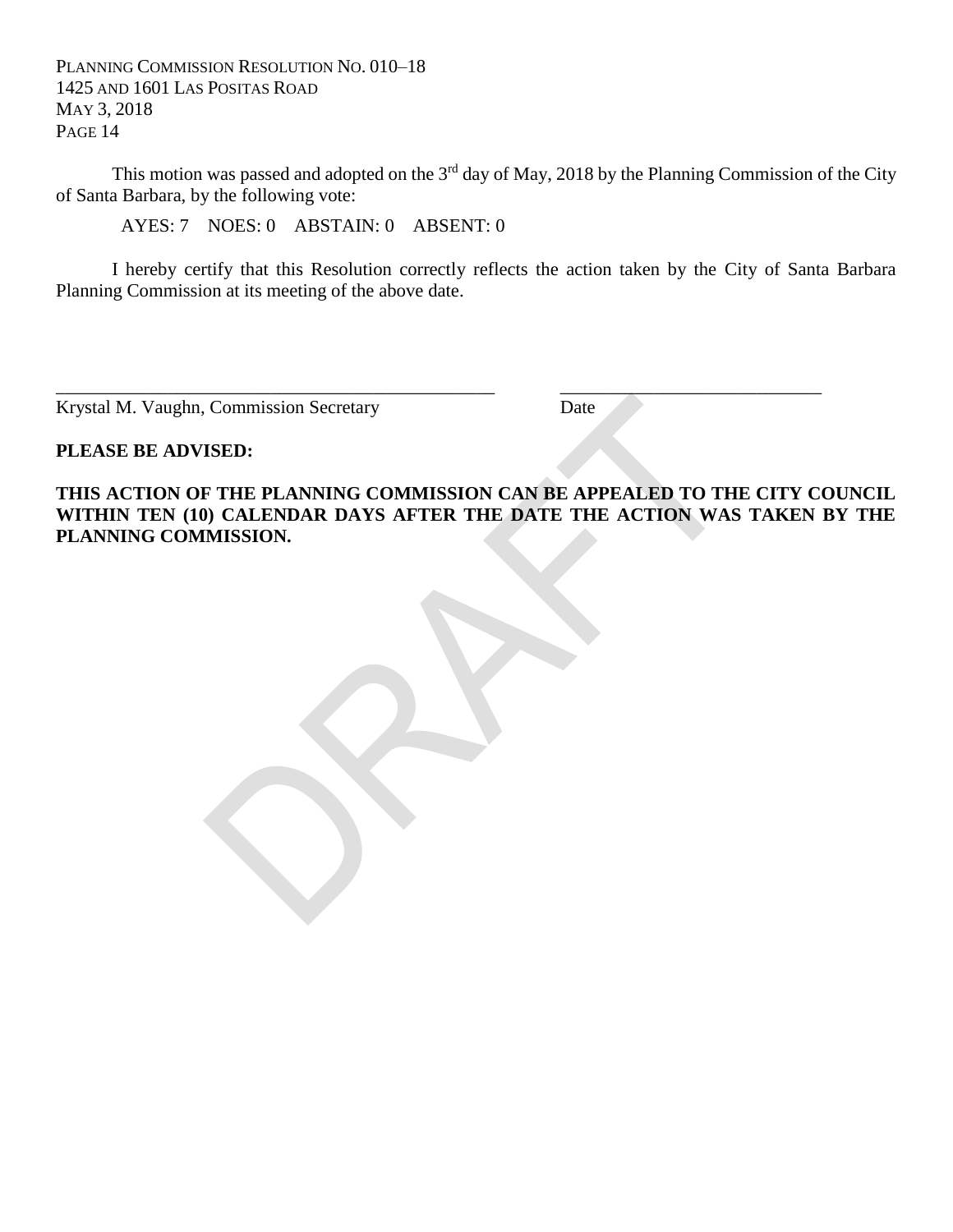This motion was passed and adopted on the 3rd day of May, 2018 by the Planning Commission of the City of Santa Barbara, by the following vote:

AYES: 7 NOES: 0 ABSTAIN: 0 ABSENT: 0

I hereby certify that this Resolution correctly reflects the action taken by the City of Santa Barbara Planning Commission at its meeting of the above date.

\_\_\_\_\_\_\_\_\_\_\_\_\_\_\_\_\_\_\_\_\_\_\_\_\_\_\_\_\_\_\_\_\_\_\_\_\_\_\_\_\_\_\_\_ \_\_\_\_\_\_\_\_\_\_\_\_\_\_\_\_\_\_\_\_\_\_\_\_\_\_\_\_\_\_

Krystal M. Vaughn, Commission Secretary Date

**PLEASE BE ADVISED:**

**THIS ACTION OF THE PLANNING COMMISSION CAN BE APPEALED TO THE CITY COUNCIL WITHIN TEN (10) CALENDAR DAYS AFTER THE DATE THE ACTION WAS TAKEN BY THE PLANNING COMMISSION.**

DRAFT